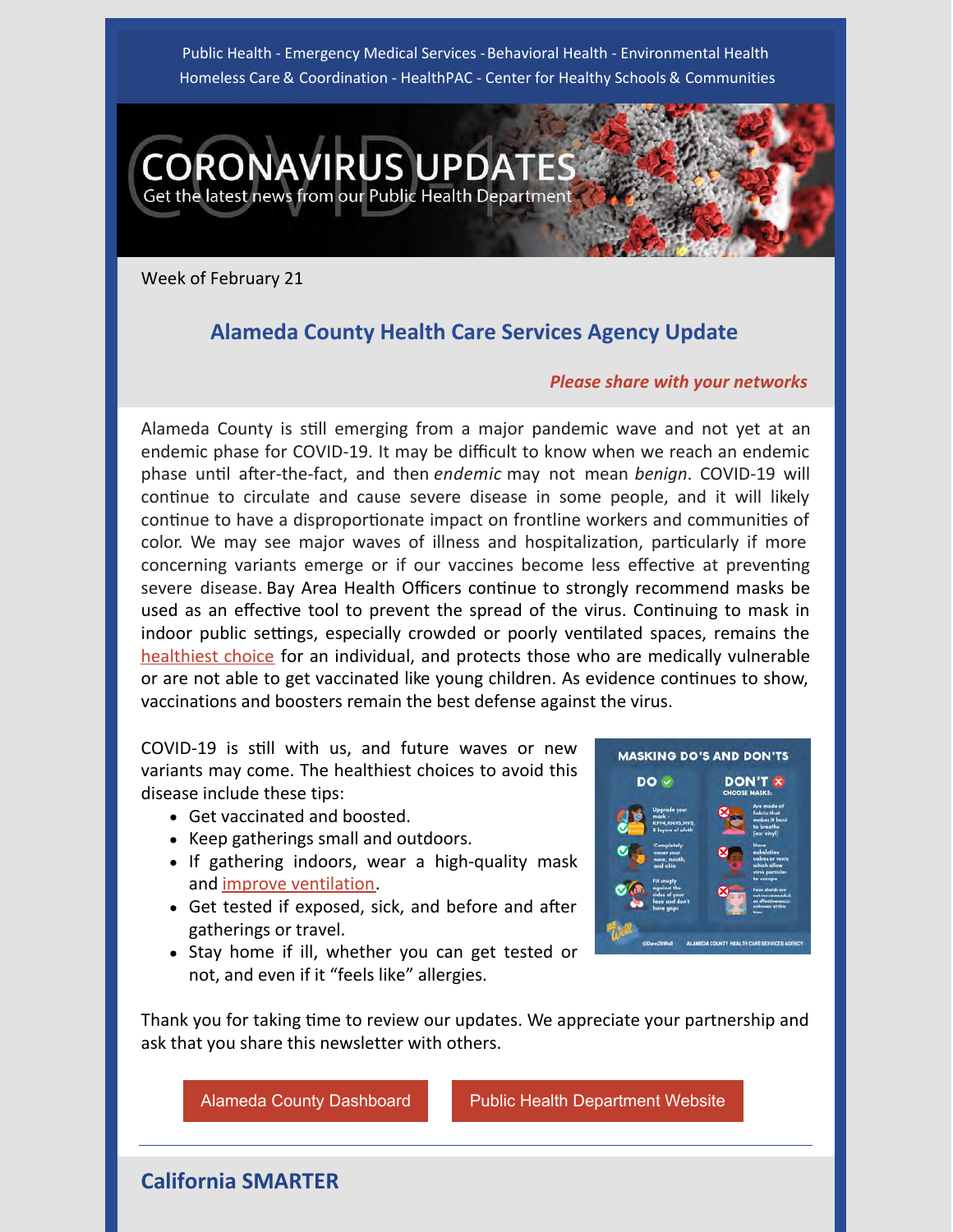Public Health - Emergency Medical Services - Behavioral Health - Environmental Health
Homeless Care & Coordination - HealthPAC - Center for Healthy Schools & Communities

# CORONAVIRUS UPDATES

Get the latest news from our Public Health Department

Week of February 21

## Alameda County Health Care Services Agency Update

***Please share with your networks***

Alameda County is still emerging from a major pandemic wave and not yet at an endemic phase for COVID-19. It may be difficult to know when we reach an endemic phase until after-the-fact, and then *endemic* may not mean *benign*. COVID-19 will continue to circulate and cause severe disease in some people, and it will likely continue to have a disproportionate impact on frontline workers and communities of color. We may see major waves of illness and hospitalization, particularly if more concerning variants emerge or if our vaccines become less effective at preventing severe disease. Bay Area Health Officers continue to strongly recommend masks be used as an effective tool to prevent the spread of the virus. Continuing to mask in indoor public settings, especially crowded or poorly ventilated spaces, remains the healthiest choice for an individual, and protects those who are medically vulnerable or are not able to get vaccinated like young children. As evidence continues to show, vaccinations and boosters remain the best defense against the virus.

COVID-19 is still with us, and future waves or new variants may come. The healthiest choices to avoid this disease include these tips:

- Get vaccinated and boosted.
- Keep gatherings small and outdoors.
- If gathering indoors, wear a high-quality mask and improve ventilation.
- Get tested if exposed, sick, and before and after gatherings or travel.
- Stay home if ill, whether you can get tested or not, and even if it "feels like" allergies.

Thank you for taking time to review our updates. We appreciate your partnership and ask that you share this newsletter with others.

Alameda County Dashboard | Public Health Department Website

## California SMARTER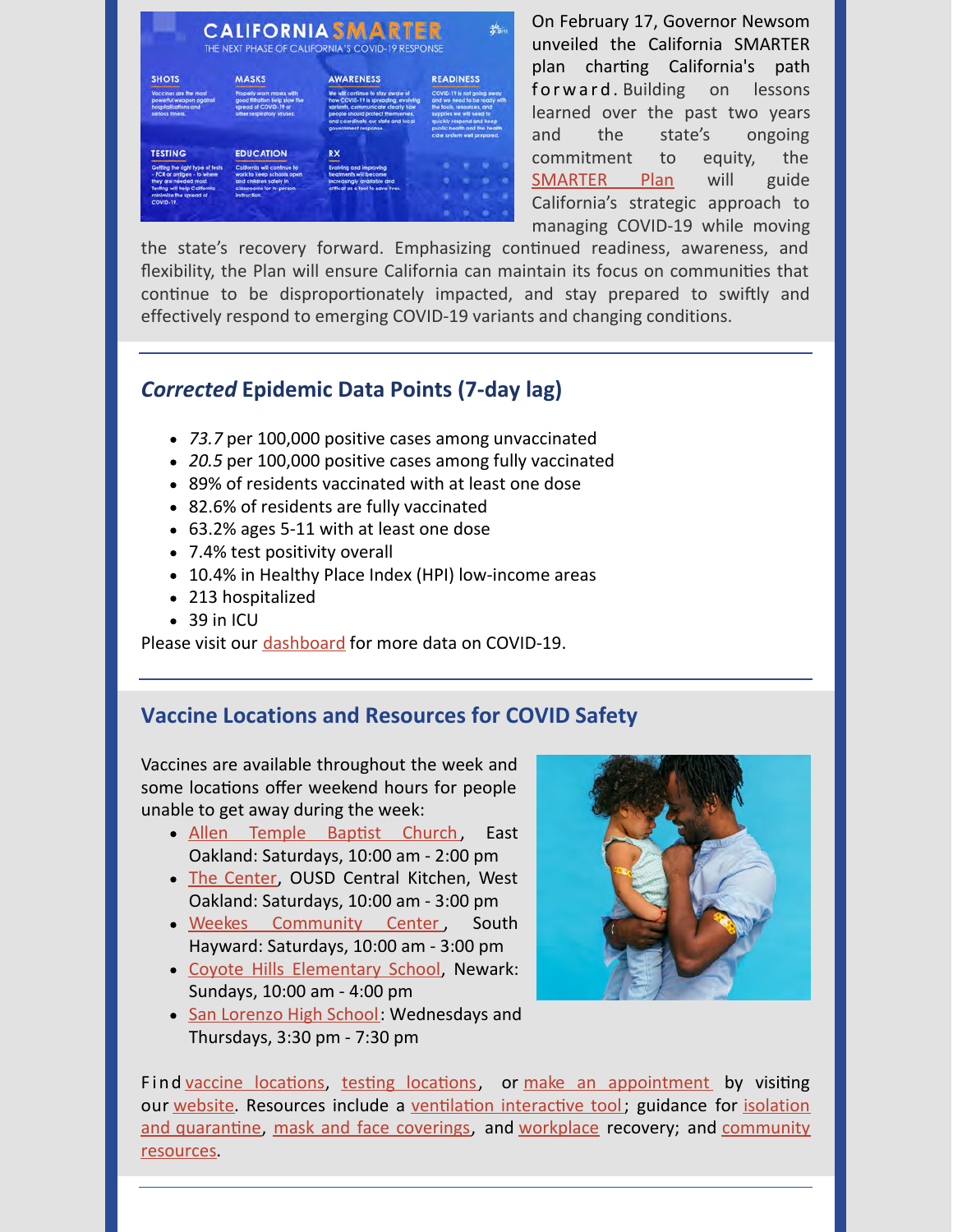On February 17, Governor Newsom unveiled the California SMARTER plan charting California's path forward. Building on lessons learned over the past two years and the state's ongoing commitment to equity, the SMARTER Plan will guide California's strategic approach to managing COVID-19 while moving the state's recovery forward. Emphasizing continued readiness, awareness, and flexibility, the Plan will ensure California can maintain its focus on communities that continue to be disproportionately impacted, and stay prepared to swiftly and effectively respond to emerging COVID-19 variants and changing conditions.

## *Corrected* Epidemic Data Points (7-day lag)

- *73.7* per 100,000 positive cases among unvaccinated
- *20.5* per 100,000 positive cases among fully vaccinated
- 89% of residents vaccinated with at least one dose
- 82.6% of residents are fully vaccinated
- 63.2% ages 5-11 with at least one dose
- 7.4% test positivity overall
- 10.4% in Healthy Place Index (HPI) low-income areas
- 213 hospitalized
- 39 in ICU

Please visit our dashboard for more data on COVID-19.

## Vaccine Locations and Resources for COVID Safety

Vaccines are available throughout the week and some locations offer weekend hours for people unable to get away during the week:

- Allen Temple Baptist Church, East Oakland: Saturdays, 10:00 am - 2:00 pm
- The Center, OUSD Central Kitchen, West Oakland: Saturdays, 10:00 am - 3:00 pm
- Weekes Community Center, South Hayward: Saturdays, 10:00 am - 3:00 pm
- Coyote Hills Elementary School, Newark: Sundays, 10:00 am - 4:00 pm
- San Lorenzo High School: Wednesdays and Thursdays, 3:30 pm - 7:30 pm

Find vaccine locations, testing locations, or make an appointment by visiting our website. Resources include a ventilation interactive tool; guidance for isolation and quarantine, mask and face coverings, and workplace recovery; and community resources.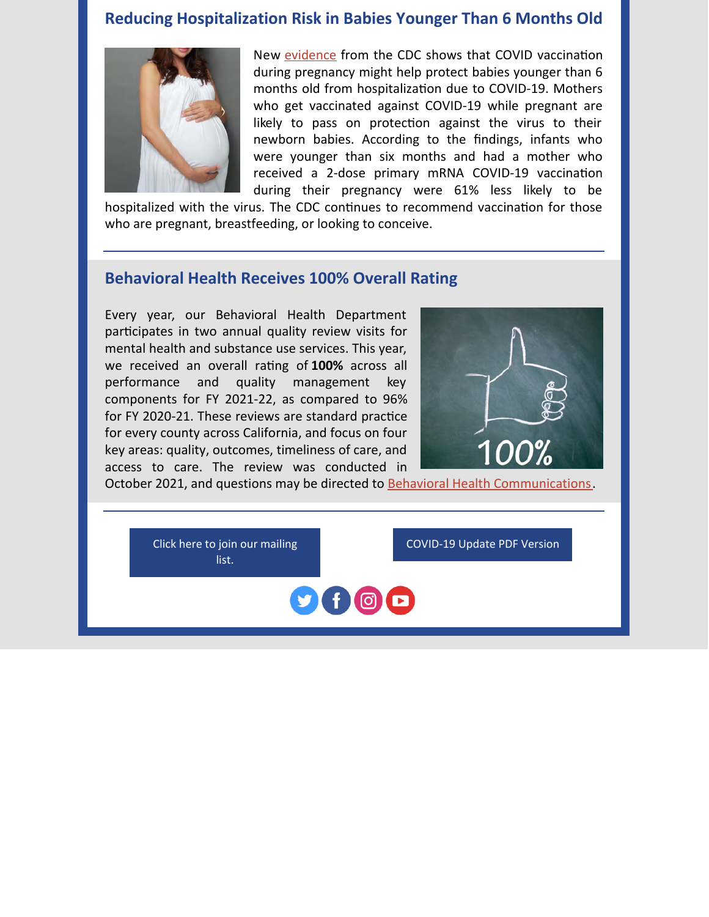## Reducing Hospitalization Risk in Babies Younger Than 6 Months Old

New evidence from the CDC shows that COVID vaccination during pregnancy might help protect babies younger than 6 months old from hospitalization due to COVID-19. Mothers who get vaccinated against COVID-19 while pregnant are likely to pass on protection against the virus to their newborn babies. According to the findings, infants who were younger than six months and had a mother who received a 2-dose primary mRNA COVID-19 vaccination during their pregnancy were 61% less likely to be hospitalized with the virus. The CDC continues to recommend vaccination for those who are pregnant, breastfeeding, or looking to conceive.

## Behavioral Health Receives 100% Overall Rating

Every year, our Behavioral Health Department participates in two annual quality review visits for mental health and substance use services. This year, we received an overall rating of **100%** across all performance and quality management key components for FY 2021-22, as compared to 96% for FY 2020-21. These reviews are standard practice for every county across California, and focus on four key areas: quality, outcomes, timeliness of care, and access to care. The review was conducted in October 2021, and questions may be directed to Behavioral Health Communications.

Click here to join our mailing list.

COVID-19 Update PDF Version